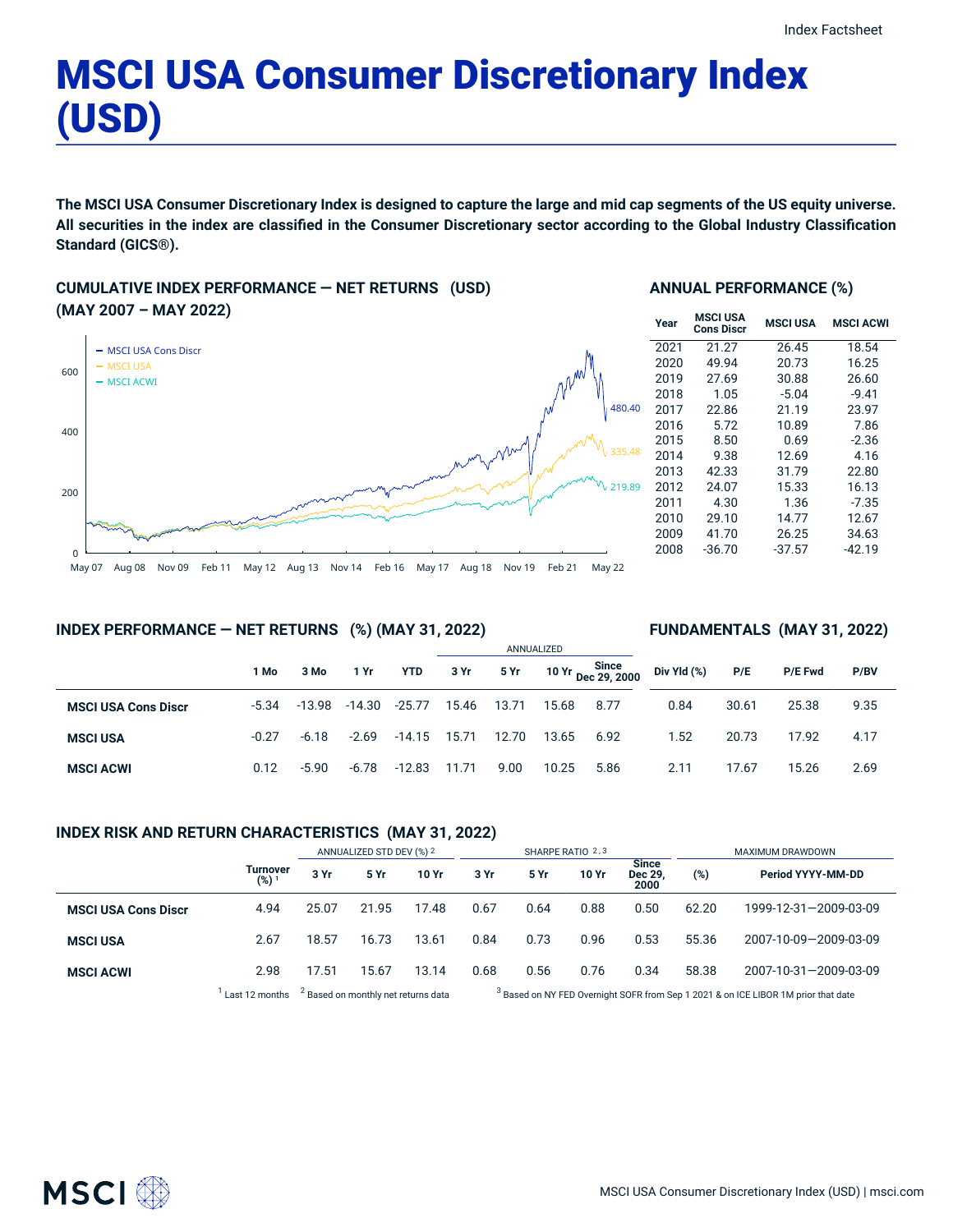Index Factsheet

# MSCI USA Consumer Discretionary Index (USD)

**The MSCI USA Consumer Discretionary Index is designed to capture the large and mid cap segments of the US equity universe. All securities in the index are classified in the Consumer Discretionary sector according to the Global Industry Classification Standard (GICS®).**

## CUMULATIVE INDEX PERFORMANCE — NET RETURNS (USD) (MAY 2007 – MAY 2022)

- MSCI USA Cons Discr: 480.40
- MSCI USA: 335.48
- MSCI ACWI: 219.89

## ANNUAL PERFORMANCE (%)

| Year | MSCI USA Cons Discr | MSCI USA | MSCI ACWI |
|---|---|---|---|
| 2021 | 21.27 | 26.45 | 18.54 |
| 2020 | 49.94 | 20.73 | 16.25 |
| 2019 | 27.69 | 30.88 | 26.60 |
| 2018 | 1.05 | -5.04 | -9.41 |
| 2017 | 22.86 | 21.19 | 23.97 |
| 2016 | 5.72 | 10.89 | 7.86 |
| 2015 | 8.50 | 0.69 | -2.36 |
| 2014 | 9.38 | 12.69 | 4.16 |
| 2013 | 42.33 | 31.79 | 22.80 |
| 2012 | 24.07 | 15.33 | 16.13 |
| 2011 | 4.30 | 1.36 | -7.35 |
| 2010 | 29.10 | 14.77 | 12.67 |
| 2009 | 41.70 | 26.25 | 34.63 |
| 2008 | -36.70 | -37.57 | -42.19 |

## INDEX PERFORMANCE — NET RETURNS (%) (MAY 31, 2022) / FUNDAMENTALS (MAY 31, 2022)

| | 1 Mo | 3 Mo | 1 Yr | YTD | ANNUALIZED 3 Yr | 5 Yr | 10 Yr | Since Dec 29, 2000 | Div Yld (%) | P/E | P/E Fwd | P/BV |
|---|---|---|---|---|---|---|---|---|---|---|---|---|
| **MSCI USA Cons Discr** | -5.34 | -13.98 | -14.30 | -25.77 | 15.46 | 13.71 | 15.68 | 8.77 | 0.84 | 30.61 | 25.38 | 9.35 |
| **MSCI USA** | -0.27 | -6.18 | -2.69 | -14.15 | 15.71 | 12.70 | 13.65 | 6.92 | 1.52 | 20.73 | 17.92 | 4.17 |
| **MSCI ACWI** | 0.12 | -5.90 | -6.78 | -12.83 | 11.71 | 9.00 | 10.25 | 5.86 | 2.11 | 17.67 | 15.26 | 2.69 |

## INDEX RISK AND RETURN CHARACTERISTICS (MAY 31, 2022)

| | | ANNUALIZED STD DEV (%) [2] | | | SHARPE RATIO [2,3] | | | | MAXIMUM DRAWDOWN | |
|---|---|---|---|---|---|---|---|---|---|---|
| | Turnover (%) [1] | 3 Yr | 5 Yr | 10 Yr | 3 Yr | 5 Yr | 10 Yr | Since Dec 29, 2000 | (%) | Period YYYY-MM-DD |
| **MSCI USA Cons Discr** | 4.94 | 25.07 | 21.95 | 17.48 | 0.67 | 0.64 | 0.88 | 0.50 | 62.20 | 1999-12-31—2009-03-09 |
| **MSCI USA** | 2.67 | 18.57 | 16.73 | 13.61 | 0.84 | 0.73 | 0.96 | 0.53 | 55.36 | 2007-10-09—2009-03-09 |
| **MSCI ACWI** | 2.98 | 17.51 | 15.67 | 13.14 | 0.68 | 0.56 | 0.76 | 0.34 | 58.38 | 2007-10-31—2009-03-09 |

[1] Last 12 months [2] Based on monthly net returns data [3] Based on NY FED Overnight SOFR from Sep 1 2021 & on ICE LIBOR 1M prior that date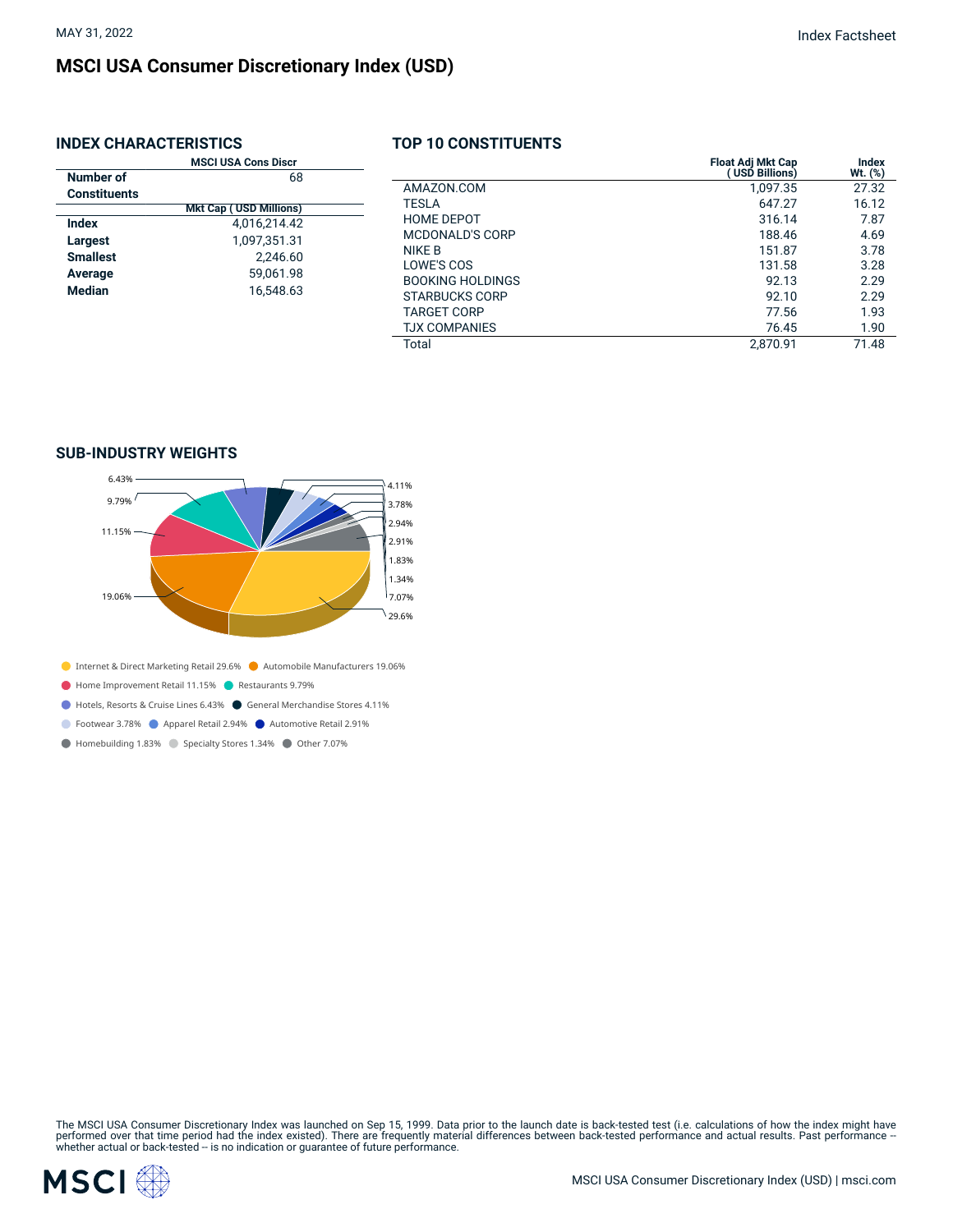MAY 31, 2022

# MSCI USA Consumer Discretionary Index (USD)

## INDEX CHARACTERISTICS

| | MSCI USA Cons Discr |
|---|---|
| **Number of Constituents** | 68 |
| | **Mkt Cap ( USD Millions)** |
| **Index** | 4,016,214.42 |
| **Largest** | 1,097,351.31 |
| **Smallest** | 2,246.60 |
| **Average** | 59,061.98 |
| **Median** | 16,548.63 |

## TOP 10 CONSTITUENTS

| | Float Adj Mkt Cap ( USD Billions) | Index Wt. (%) |
|---|---|---|
| AMAZON.COM | 1,097.35 | 27.32 |
| TESLA | 647.27 | 16.12 |
| HOME DEPOT | 316.14 | 7.87 |
| MCDONALD'S CORP | 188.46 | 4.69 |
| NIKE B | 151.87 | 3.78 |
| LOWE'S COS | 131.58 | 3.28 |
| BOOKING HOLDINGS | 92.13 | 2.29 |
| STARBUCKS CORP | 92.10 | 2.29 |
| TARGET CORP | 77.56 | 1.93 |
| TJX COMPANIES | 76.45 | 1.90 |
| Total | 2,870.91 | 71.48 |

## SUB-INDUSTRY WEIGHTS

- Internet & Direct Marketing Retail 29.6%
- Automobile Manufacturers 19.06%
- Home Improvement Retail 11.15%
- Restaurants 9.79%
- Hotels, Resorts & Cruise Lines 6.43%
- General Merchandise Stores 4.11%
- Footwear 3.78%
- Apparel Retail 2.94%
- Automotive Retail 2.91%
- Homebuilding 1.83%
- Specialty Stores 1.34%
- Other 7.07%

The MSCI USA Consumer Discretionary Index was launched on Sep 15, 1999. Data prior to the launch date is back-tested test (i.e. calculations of how the index might have performed over that time period had the index existed). There are frequently material differences between back-tested performance and actual results. Past performance -- whether actual or back-tested -- is no indication or guarantee of future performance.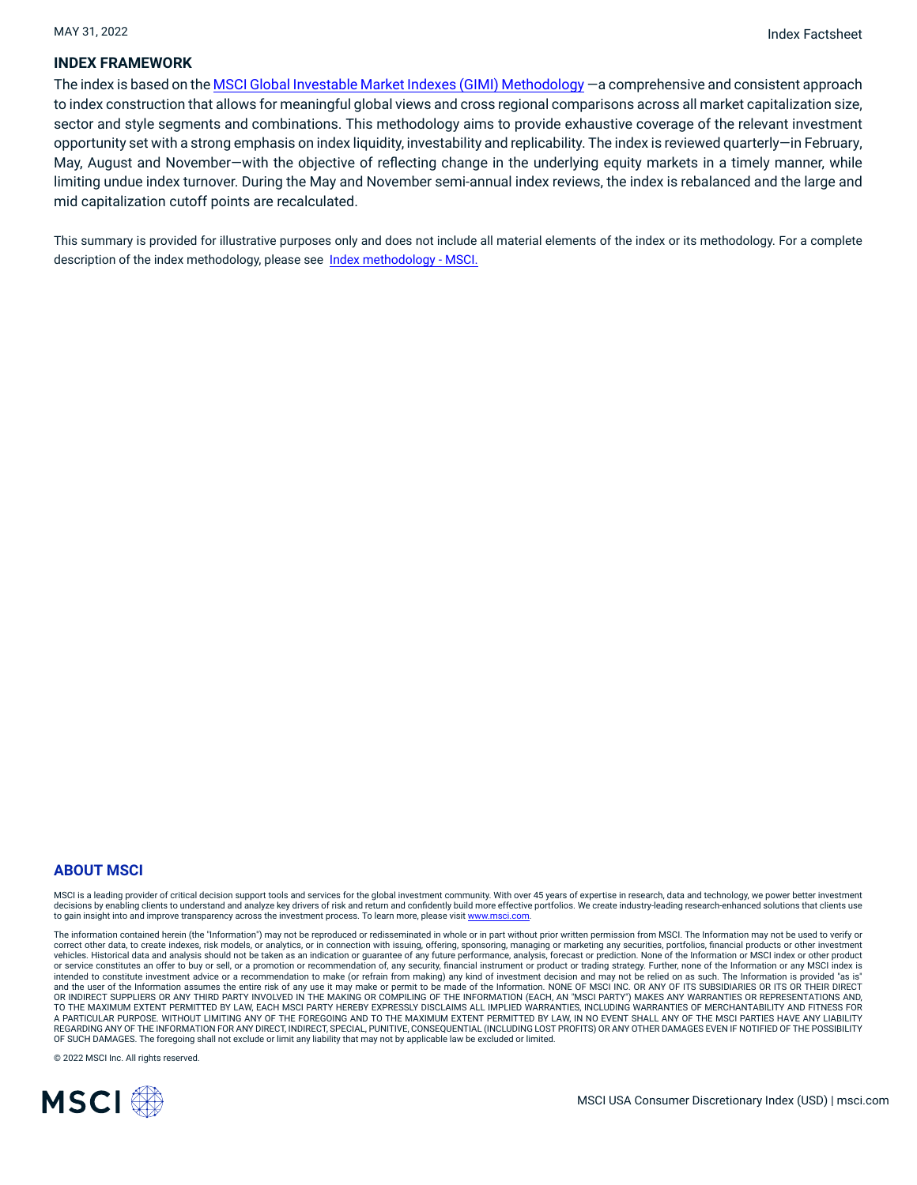## INDEX FRAMEWORK

The index is based on the MSCI Global Investable Market Indexes (GIMI) Methodology —a comprehensive and consistent approach to index construction that allows for meaningful global views and cross regional comparisons across all market capitalization size, sector and style segments and combinations. This methodology aims to provide exhaustive coverage of the relevant investment opportunity set with a strong emphasis on index liquidity, investability and replicability. The index is reviewed quarterly—in February, May, August and November—with the objective of reflecting change in the underlying equity markets in a timely manner, while limiting undue index turnover. During the May and November semi-annual index reviews, the index is rebalanced and the large and mid capitalization cutoff points are recalculated.

This summary is provided for illustrative purposes only and does not include all material elements of the index or its methodology. For a complete description of the index methodology, please see Index methodology - MSCI.

## ABOUT MSCI

MSCI is a leading provider of critical decision support tools and services for the global investment community. With over 45 years of expertise in research, data and technology, we power better investment decisions by enabling clients to understand and analyze key drivers of risk and return and confidently build more effective portfolios. We create industry-leading research-enhanced solutions that clients use to gain insight into and improve transparency across the investment process. To learn more, please visit www.msci.com.

The information contained herein (the "Information") may not be reproduced or redisseminated in whole or in part without prior written permission from MSCI. The Information may not be used to verify or correct other data, to create indexes, risk models, or analytics, or in connection with issuing, offering, sponsoring, managing or marketing any securities, portfolios, financial products or other investment vehicles. Historical data and analysis should not be taken as an indication or guarantee of any future performance, analysis, forecast or prediction. None of the Information or MSCI index or other product or service constitutes an offer to buy or sell, or a promotion or recommendation of, any security, financial instrument or product or trading strategy. Further, none of the Information or any MSCI index is intended to constitute investment advice or a recommendation to make (or refrain from making) any kind of investment decision and may not be relied on as such. The Information is provided "as is" and the user of the Information assumes the entire risk of any use it may make or permit to be made of the Information. NONE OF MSCI INC. OR ANY OF ITS SUBSIDIARIES OR ITS OR THEIR DIRECT OR INDIRECT SUPPLIERS OR ANY THIRD PARTY INVOLVED IN THE MAKING OR COMPILING OF THE INFORMATION (EACH, AN "MSCI PARTY") MAKES ANY WARRANTIES OR REPRESENTATIONS AND, TO THE MAXIMUM EXTENT PERMITTED BY LAW, EACH MSCI PARTY HEREBY EXPRESSLY DISCLAIMS ALL IMPLIED WARRANTIES, INCLUDING WARRANTIES OF MERCHANTABILITY AND FITNESS FOR A PARTICULAR PURPOSE. WITHOUT LIMITING ANY OF THE FOREGOING AND TO THE MAXIMUM EXTENT PERMITTED BY LAW, IN NO EVENT SHALL ANY OF THE MSCI PARTIES HAVE ANY LIABILITY REGARDING ANY OF THE INFORMATION FOR ANY DIRECT, INDIRECT, SPECIAL, PUNITIVE, CONSEQUENTIAL (INCLUDING LOST PROFITS) OR ANY OTHER DAMAGES EVEN IF NOTIFIED OF THE POSSIBILITY OF SUCH DAMAGES. The foregoing shall not exclude or limit any liability that may not by applicable law be excluded or limited.

© 2022 MSCI Inc. All rights reserved.